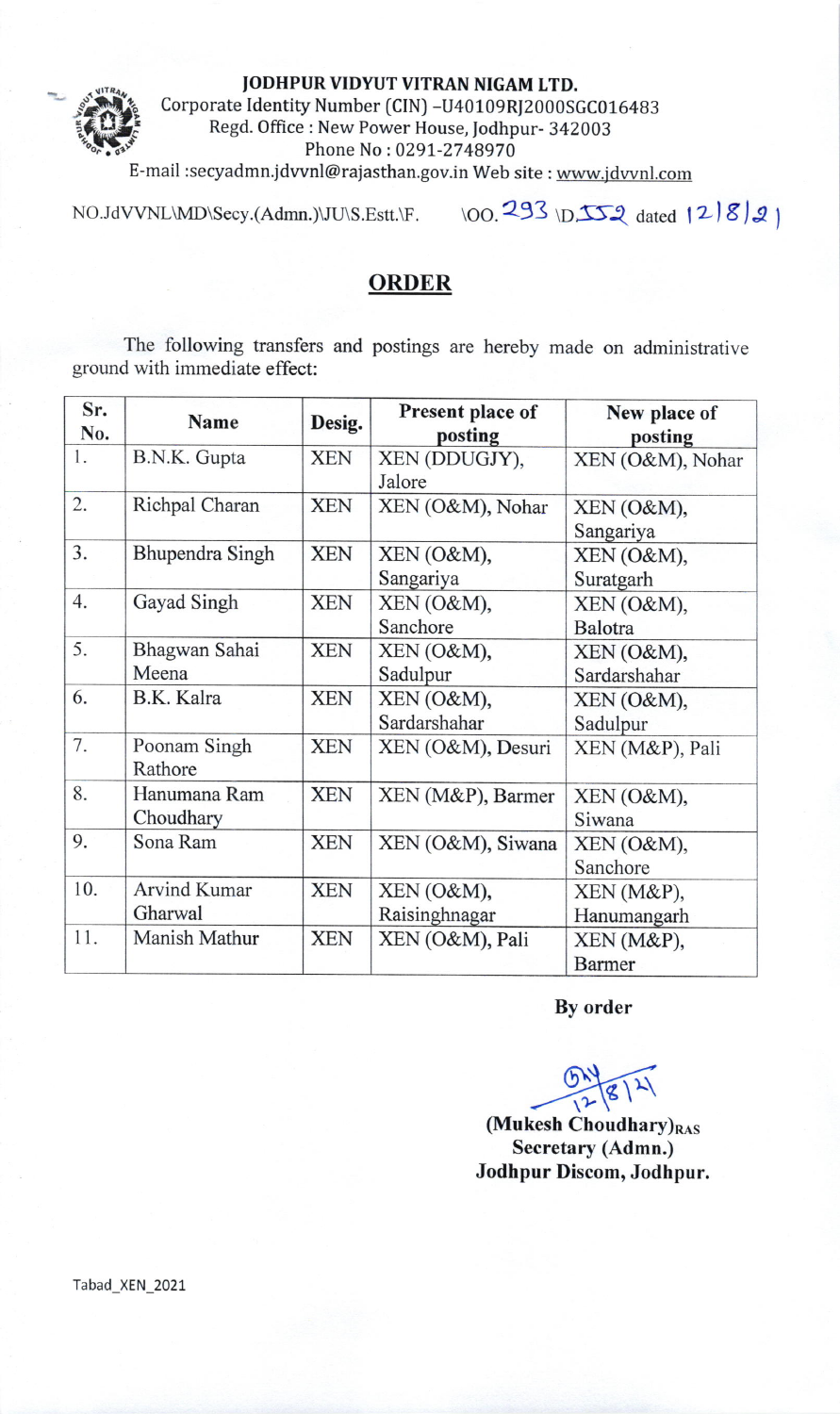**JODHPUR VIDYUT VITRAN NIGAM LTD.**
Corporate Identity Number (CIN) -U40109RJ2000SGC016483
Regd. Office : New Power House, Jodhpur- 342003
Phone No : 0291-2748970
E-mail :secyadmn.jdvvnl@rajasthan.gov.in Web site : www.jdvvnl.com

NO.JdVVNL\MD\Secy.(Admn.)\JU\S.Estt.\F. \OO. 293 \D.552 dated 12/8/21

## ORDER

The following transfers and postings are hereby made on administrative ground with immediate effect:

| Sr. No. | Name | Desig. | Present place of posting | New place of posting |
|---|---|---|---|---|
| 1. | B.N.K. Gupta | XEN | XEN (DDUGJY), Jalore | XEN (O&M), Nohar |
| 2. | Richpal Charan | XEN | XEN (O&M), Nohar | XEN (O&M), Sangariya |
| 3. | Bhupendra Singh | XEN | XEN (O&M), Sangariya | XEN (O&M), Suratgarh |
| 4. | Gayad Singh | XEN | XEN (O&M), Sanchore | XEN (O&M), Balotra |
| 5. | Bhagwan Sahai Meena | XEN | XEN (O&M), Sadulpur | XEN (O&M), Sardarshahar |
| 6. | B.K. Kalra | XEN | XEN (O&M), Sardarshahar | XEN (O&M), Sadulpur |
| 7. | Poonam Singh Rathore | XEN | XEN (O&M), Desuri | XEN (M&P), Pali |
| 8. | Hanumana Ram Choudhary | XEN | XEN (M&P), Barmer | XEN (O&M), Siwana |
| 9. | Sona Ram | XEN | XEN (O&M), Siwana | XEN (O&M), Sanchore |
| 10. | Arvind Kumar Gharwal | XEN | XEN (O&M), Raisinghnagar | XEN (M&P), Hanumangarh |
| 11. | Manish Mathur | XEN | XEN (O&M), Pali | XEN (M&P), Barmer |

**By order**

12/8/21

**(Mukesh Choudhary)RAS**
**Secretary (Admn.)**
**Jodhpur Discom, Jodhpur.**

Tabad_XEN_2021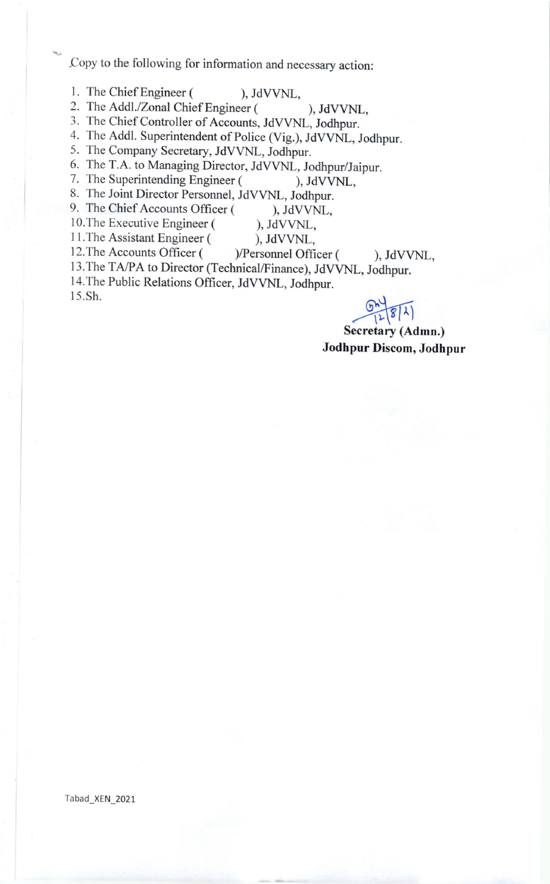Copy to the following for information and necessary action:

1. The Chief Engineer (            ), JdVVNL,
2. The Addl./Zonal Chief Engineer (            ), JdVVNL,
3. The Chief Controller of Accounts, JdVVNL, Jodhpur.
4. The Addl. Superintendent of Police (Vig.), JdVVNL, Jodhpur.
5. The Company Secretary, JdVVNL, Jodhpur.
6. The T.A. to Managing Director, JdVVNL, Jodhpur/Jaipur.
7. The Superintending Engineer (            ), JdVVNL,
8. The Joint Director Personnel, JdVVNL, Jodhpur.
9. The Chief Accounts Officer (            ), JdVVNL,
10. The Executive Engineer (            ), JdVVNL,
11. The Assistant Engineer (            ), JdVVNL,
12. The Accounts Officer (            )/Personnel Officer (            ), JdVVNL,
13. The TA/PA to Director (Technical/Finance), JdVVNL, Jodhpur.
14. The Public Relations Officer, JdVVNL, Jodhpur.
15. Sh.

12/8/21

**Secretary (Admn.)**
**Jodhpur Discom, Jodhpur**

Tabad_XEN_2021